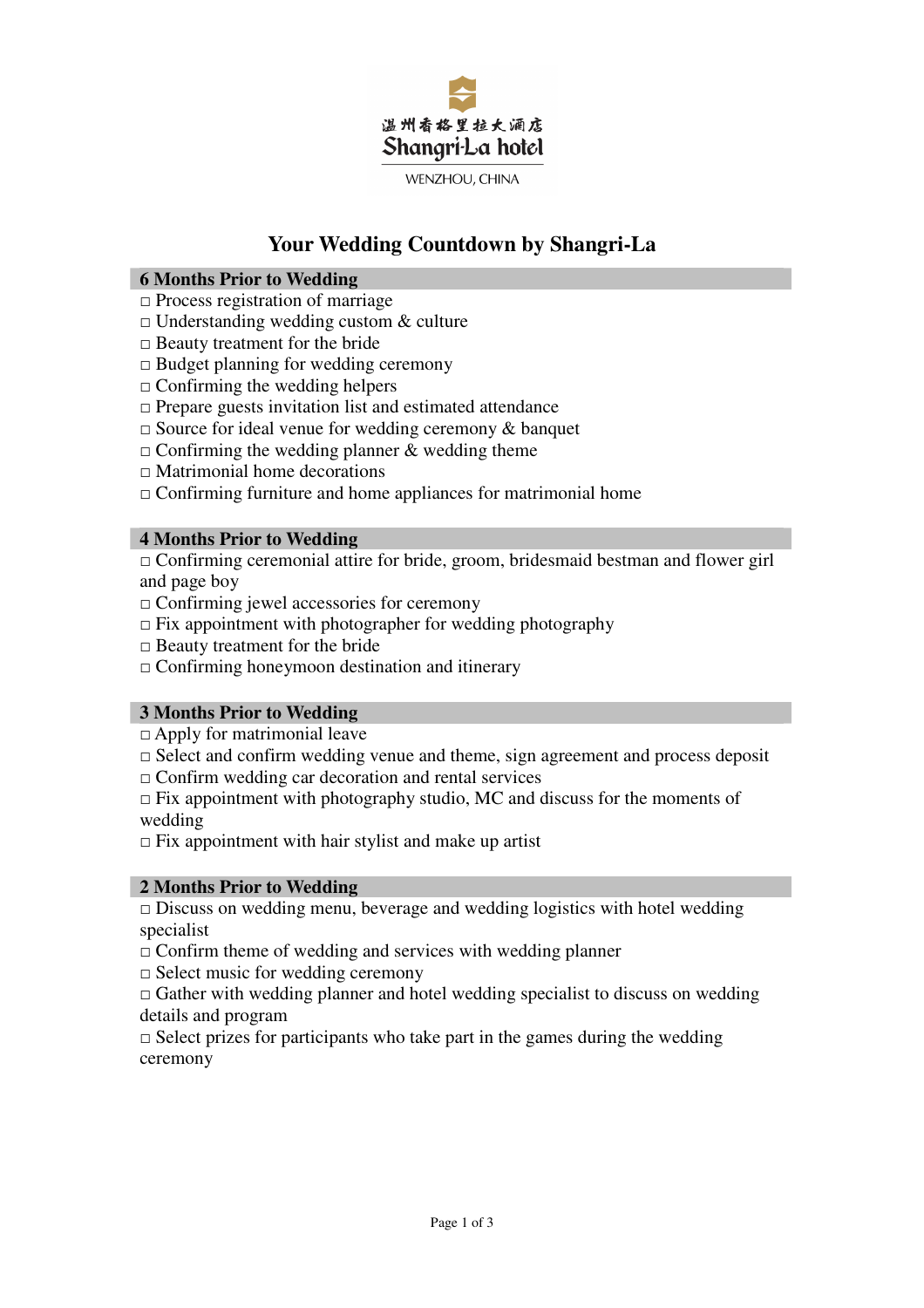温州香格里拉大酒店
Shangri-La hotel
WENZHOU, CHINA

# Your Wedding Countdown by Shangri-La

## 6 Months Prior to Wedding

□ Process registration of marriage
□ Understanding wedding custom & culture
□ Beauty treatment for the bride
□ Budget planning for wedding ceremony
□ Confirming the wedding helpers
□ Prepare guests invitation list and estimated attendance
□ Source for ideal venue for wedding ceremony & banquet
□ Confirming the wedding planner & wedding theme
□ Matrimonial home decorations
□ Confirming furniture and home appliances for matrimonial home

## 4 Months Prior to Wedding

□ Confirming ceremonial attire for bride, groom, bridesmaid bestman and flower girl and page boy
□ Confirming jewel accessories for ceremony
□ Fix appointment with photographer for wedding photography
□ Beauty treatment for the bride
□ Confirming honeymoon destination and itinerary

## 3 Months Prior to Wedding

□ Apply for matrimonial leave
□ Select and confirm wedding venue and theme, sign agreement and process deposit
□ Confirm wedding car decoration and rental services
□ Fix appointment with photography studio, MC and discuss for the moments of wedding
□ Fix appointment with hair stylist and make up artist

## 2 Months Prior to Wedding

□ Discuss on wedding menu, beverage and wedding logistics with hotel wedding specialist
□ Confirm theme of wedding and services with wedding planner
□ Select music for wedding ceremony
□ Gather with wedding planner and hotel wedding specialist to discuss on wedding details and program
□ Select prizes for participants who take part in the games during the wedding ceremony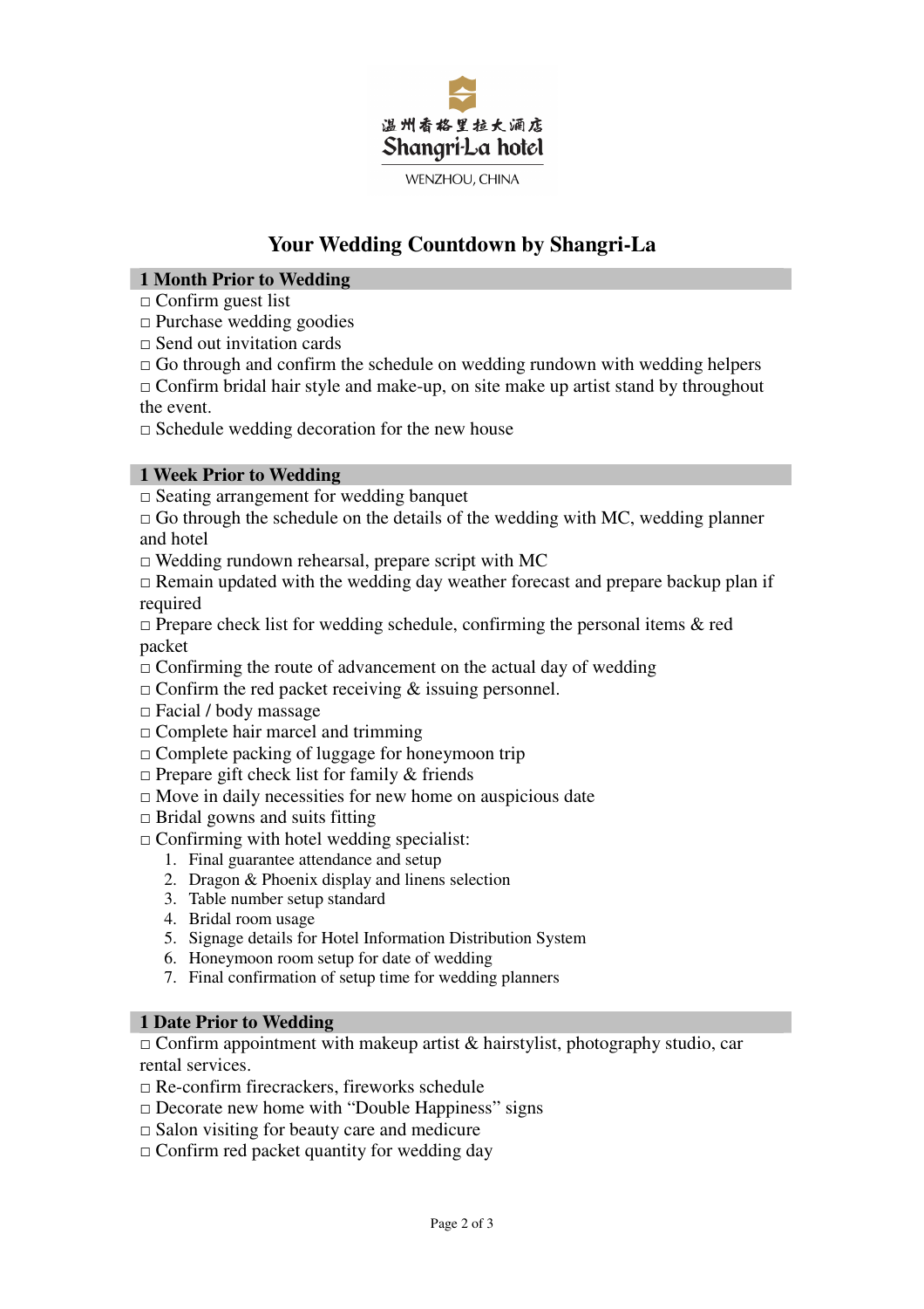温州香格里拉大酒店
Shangri-La hotel
WENZHOU, CHINA

# Your Wedding Countdown by Shangri-La

## 1 Month Prior to Wedding

□ Confirm guest list
□ Purchase wedding goodies
□ Send out invitation cards
□ Go through and confirm the schedule on wedding rundown with wedding helpers
□ Confirm bridal hair style and make-up, on site make up artist stand by throughout the event.
□ Schedule wedding decoration for the new house

## 1 Week Prior to Wedding

□ Seating arrangement for wedding banquet
□ Go through the schedule on the details of the wedding with MC, wedding planner and hotel
□ Wedding rundown rehearsal, prepare script with MC
□ Remain updated with the wedding day weather forecast and prepare backup plan if required
□ Prepare check list for wedding schedule, confirming the personal items & red packet
□ Confirming the route of advancement on the actual day of wedding
□ Confirm the red packet receiving & issuing personnel.
□ Facial / body massage
□ Complete hair marcel and trimming
□ Complete packing of luggage for honeymoon trip
□ Prepare gift check list for family & friends
□ Move in daily necessities for new home on auspicious date
□ Bridal gowns and suits fitting
□ Confirming with hotel wedding specialist:

1. Final guarantee attendance and setup
2. Dragon & Phoenix display and linens selection
3. Table number setup standard
4. Bridal room usage
5. Signage details for Hotel Information Distribution System
6. Honeymoon room setup for date of wedding
7. Final confirmation of setup time for wedding planners

## 1 Date Prior to Wedding

□ Confirm appointment with makeup artist & hairstylist, photography studio, car rental services.
□ Re-confirm firecrackers, fireworks schedule
□ Decorate new home with “Double Happiness” signs
□ Salon visiting for beauty care and medicure
□ Confirm red packet quantity for wedding day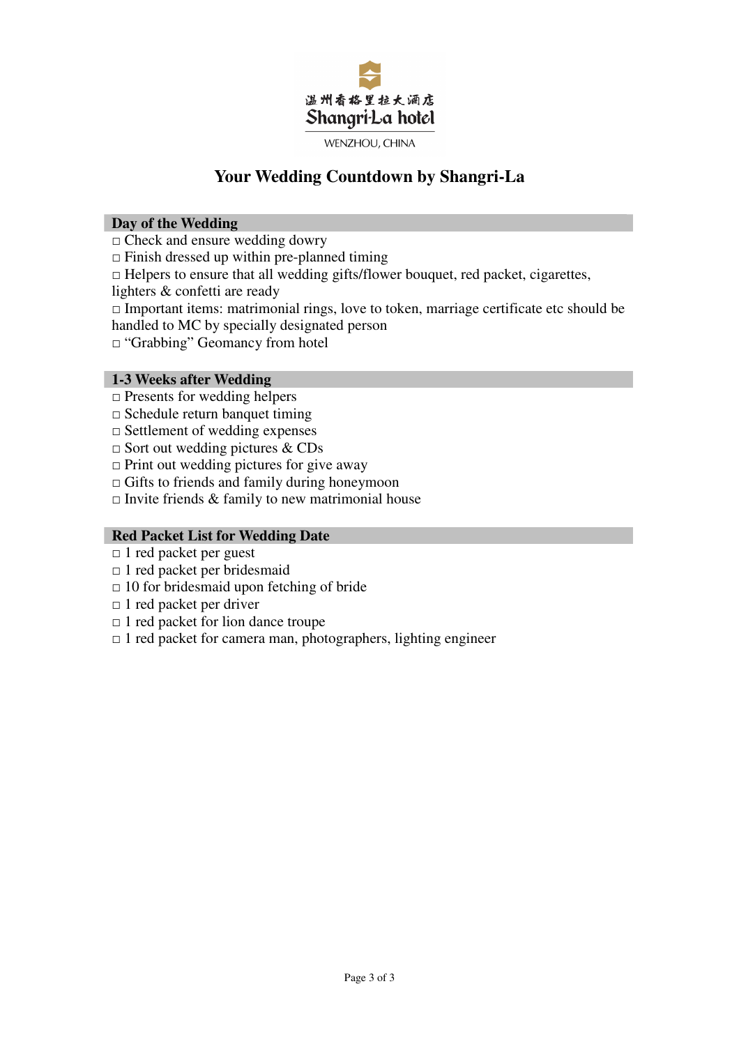温州香格里拉大酒店
Shangri-La hotel
WENZHOU, CHINA

# Your Wedding Countdown by Shangri-La

## Day of the Wedding

□ Check and ensure wedding dowry
□ Finish dressed up within pre-planned timing
□ Helpers to ensure that all wedding gifts/flower bouquet, red packet, cigarettes, lighters & confetti are ready
□ Important items: matrimonial rings, love to token, marriage certificate etc should be handled to MC by specially designated person
□ "Grabbing" Geomancy from hotel

## 1-3 Weeks after Wedding

□ Presents for wedding helpers
□ Schedule return banquet timing
□ Settlement of wedding expenses
□ Sort out wedding pictures & CDs
□ Print out wedding pictures for give away
□ Gifts to friends and family during honeymoon
□ Invite friends & family to new matrimonial house

## Red Packet List for Wedding Date

□ 1 red packet per guest
□ 1 red packet per bridesmaid
□ 10 for bridesmaid upon fetching of bride
□ 1 red packet per driver
□ 1 red packet for lion dance troupe
□ 1 red packet for camera man, photographers, lighting engineer